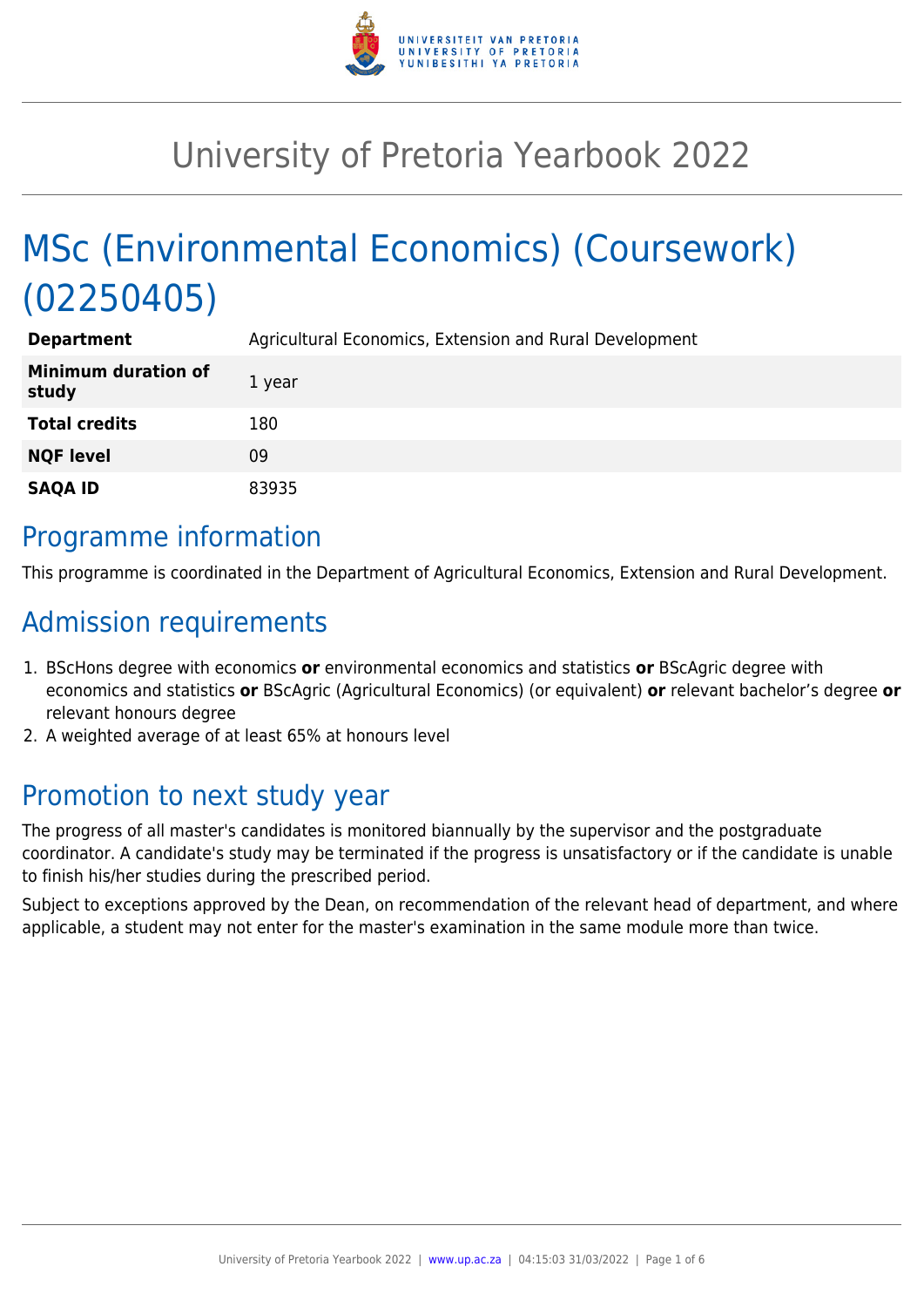# University of Pretoria Yearbook 2022

# MSc (Environmental Economics) (Coursework) (02250405)

| | |
|---|---|
| **Department** | Agricultural Economics, Extension and Rural Development |
| **Minimum duration of study** | 1 year |
| **Total credits** | 180 |
| **NQF level** | 09 |
| **SAQA ID** | 83935 |

## Programme information

This programme is coordinated in the Department of Agricultural Economics, Extension and Rural Development.

## Admission requirements

1. BScHons degree with economics **or** environmental economics and statistics **or** BScAgric degree with economics and statistics **or** BScAgric (Agricultural Economics) (or equivalent) **or** relevant bachelor's degree **or** relevant honours degree
2. A weighted average of at least 65% at honours level

## Promotion to next study year

The progress of all master's candidates is monitored biannually by the supervisor and the postgraduate coordinator. A candidate's study may be terminated if the progress is unsatisfactory or if the candidate is unable to finish his/her studies during the prescribed period.

Subject to exceptions approved by the Dean, on recommendation of the relevant head of department, and where applicable, a student may not enter for the master's examination in the same module more than twice.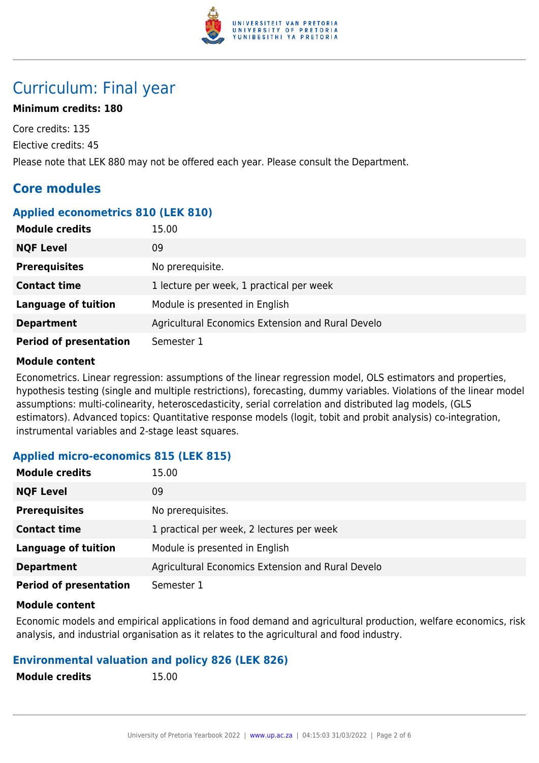# Curriculum: Final year

**Minimum credits: 180**

Core credits: 135

Elective credits: 45

Please note that LEK 880 may not be offered each year. Please consult the Department.

## Core modules

### Applied econometrics 810 (LEK 810)

| | |
|---|---|
| **Module credits** | 15.00 |
| **NQF Level** | 09 |
| **Prerequisites** | No prerequisite. |
| **Contact time** | 1 lecture per week, 1 practical per week |
| **Language of tuition** | Module is presented in English |
| **Department** | Agricultural Economics Extension and Rural Develo |
| **Period of presentation** | Semester 1 |

**Module content**

Econometrics. Linear regression: assumptions of the linear regression model, OLS estimators and properties, hypothesis testing (single and multiple restrictions), forecasting, dummy variables. Violations of the linear model assumptions: multi-colinearity, heteroscedasticity, serial correlation and distributed lag models, (GLS estimators). Advanced topics: Quantitative response models (logit, tobit and probit analysis) co-integration, instrumental variables and 2-stage least squares.

### Applied micro-economics 815 (LEK 815)

| | |
|---|---|
| **Module credits** | 15.00 |
| **NQF Level** | 09 |
| **Prerequisites** | No prerequisites. |
| **Contact time** | 1 practical per week, 2 lectures per week |
| **Language of tuition** | Module is presented in English |
| **Department** | Agricultural Economics Extension and Rural Develo |
| **Period of presentation** | Semester 1 |

**Module content**

Economic models and empirical applications in food demand and agricultural production, welfare economics, risk analysis, and industrial organisation as it relates to the agricultural and food industry.

### Environmental valuation and policy 826 (LEK 826)

| | |
|---|---|
| **Module credits** | 15.00 |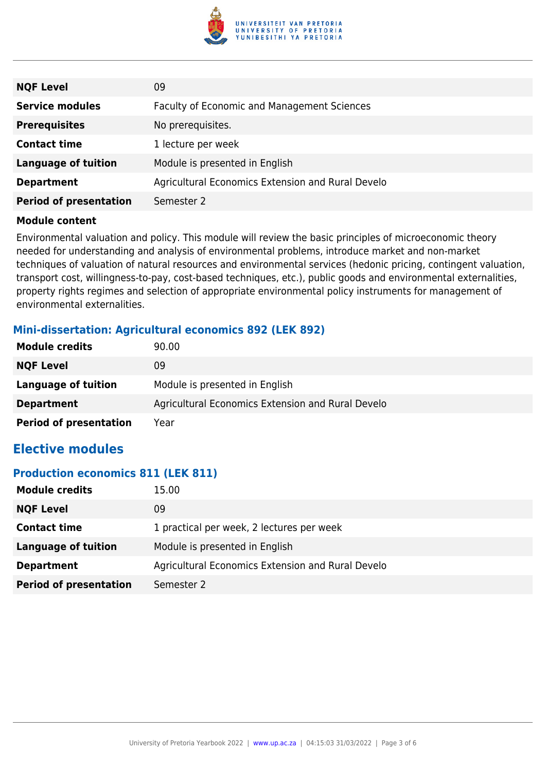| | |
|---|---|
| **NQF Level** | 09 |
| **Service modules** | Faculty of Economic and Management Sciences |
| **Prerequisites** | No prerequisites. |
| **Contact time** | 1 lecture per week |
| **Language of tuition** | Module is presented in English |
| **Department** | Agricultural Economics Extension and Rural Develo |
| **Period of presentation** | Semester 2 |

**Module content**

Environmental valuation and policy. This module will review the basic principles of microeconomic theory needed for understanding and analysis of environmental problems, introduce market and non-market techniques of valuation of natural resources and environmental services (hedonic pricing, contingent valuation, transport cost, willingness-to-pay, cost-based techniques, etc.), public goods and environmental externalities, property rights regimes and selection of appropriate environmental policy instruments for management of environmental externalities.

### Mini-dissertation: Agricultural economics 892 (LEK 892)

| | |
|---|---|
| **Module credits** | 90.00 |
| **NQF Level** | 09 |
| **Language of tuition** | Module is presented in English |
| **Department** | Agricultural Economics Extension and Rural Develo |
| **Period of presentation** | Year |

## Elective modules

### Production economics 811 (LEK 811)

| | |
|---|---|
| **Module credits** | 15.00 |
| **NQF Level** | 09 |
| **Contact time** | 1 practical per week, 2 lectures per week |
| **Language of tuition** | Module is presented in English |
| **Department** | Agricultural Economics Extension and Rural Develo |
| **Period of presentation** | Semester 2 |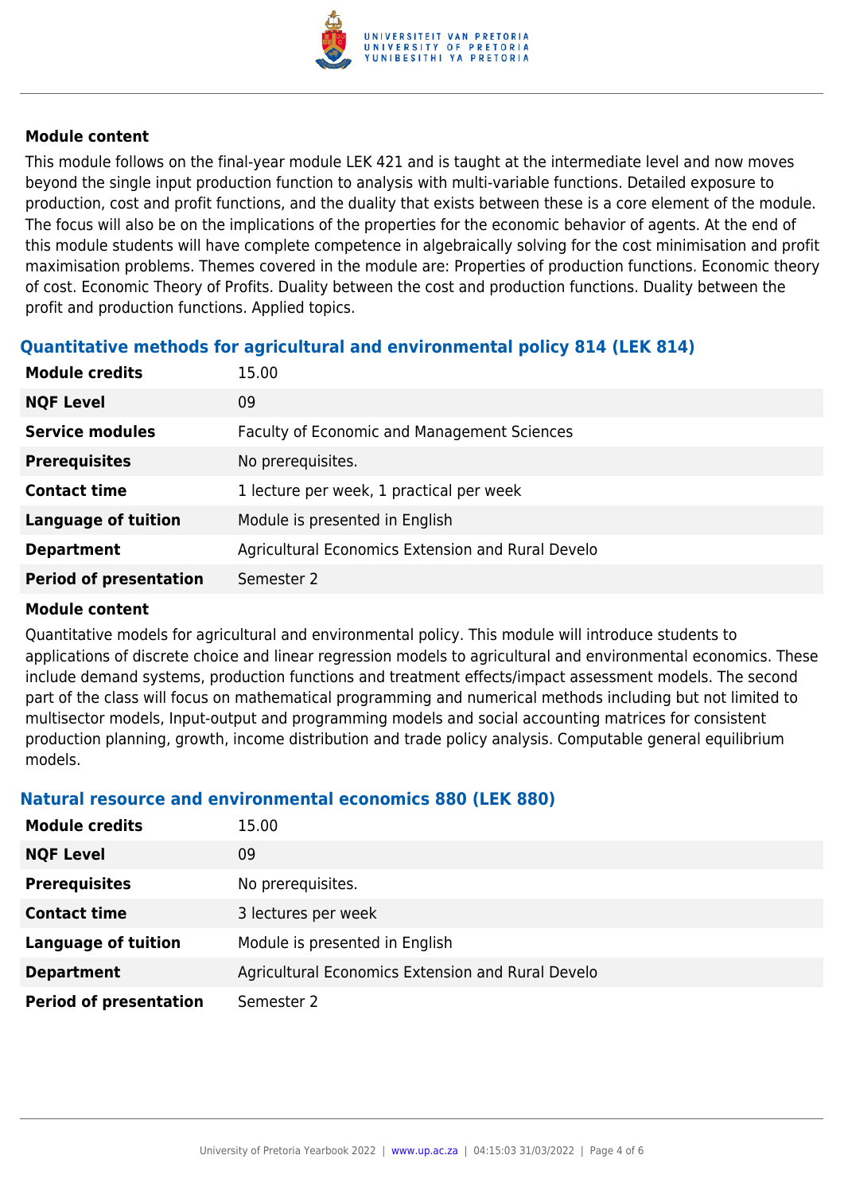#### Module content

This module follows on the final-year module LEK 421 and is taught at the intermediate level and now moves beyond the single input production function to analysis with multi-variable functions. Detailed exposure to production, cost and profit functions, and the duality that exists between these is a core element of the module. The focus will also be on the implications of the properties for the economic behavior of agents. At the end of this module students will have complete competence in algebraically solving for the cost minimisation and profit maximisation problems. Themes covered in the module are: Properties of production functions. Economic theory of cost. Economic Theory of Profits. Duality between the cost and production functions. Duality between the profit and production functions. Applied topics.

### Quantitative methods for agricultural and environmental policy 814 (LEK 814)

| | |
|---|---|
| **Module credits** | 15.00 |
| **NQF Level** | 09 |
| **Service modules** | Faculty of Economic and Management Sciences |
| **Prerequisites** | No prerequisites. |
| **Contact time** | 1 lecture per week, 1 practical per week |
| **Language of tuition** | Module is presented in English |
| **Department** | Agricultural Economics Extension and Rural Develo |
| **Period of presentation** | Semester 2 |

#### Module content

Quantitative models for agricultural and environmental policy. This module will introduce students to applications of discrete choice and linear regression models to agricultural and environmental economics. These include demand systems, production functions and treatment effects/impact assessment models. The second part of the class will focus on mathematical programming and numerical methods including but not limited to multisector models, Input-output and programming models and social accounting matrices for consistent production planning, growth, income distribution and trade policy analysis. Computable general equilibrium models.

### Natural resource and environmental economics 880 (LEK 880)

| | |
|---|---|
| **Module credits** | 15.00 |
| **NQF Level** | 09 |
| **Prerequisites** | No prerequisites. |
| **Contact time** | 3 lectures per week |
| **Language of tuition** | Module is presented in English |
| **Department** | Agricultural Economics Extension and Rural Develo |
| **Period of presentation** | Semester 2 |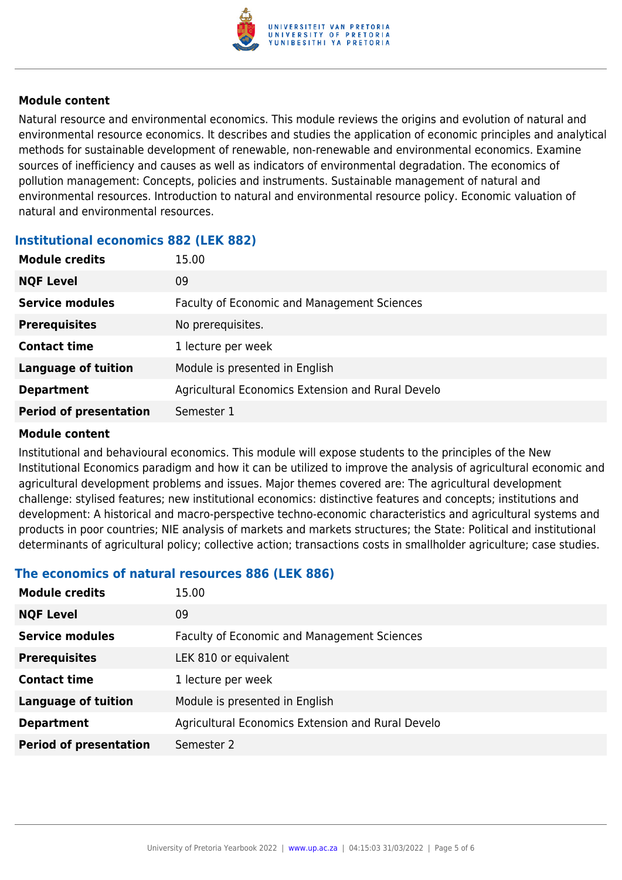#### Module content

Natural resource and environmental economics. This module reviews the origins and evolution of natural and environmental resource economics. It describes and studies the application of economic principles and analytical methods for sustainable development of renewable, non-renewable and environmental economics. Examine sources of inefficiency and causes as well as indicators of environmental degradation. The economics of pollution management: Concepts, policies and instruments. Sustainable management of natural and environmental resources. Introduction to natural and environmental resource policy. Economic valuation of natural and environmental resources.

### Institutional economics 882 (LEK 882)

| | |
|---|---|
| **Module credits** | 15.00 |
| **NQF Level** | 09 |
| **Service modules** | Faculty of Economic and Management Sciences |
| **Prerequisites** | No prerequisites. |
| **Contact time** | 1 lecture per week |
| **Language of tuition** | Module is presented in English |
| **Department** | Agricultural Economics Extension and Rural Develo |
| **Period of presentation** | Semester 1 |

#### Module content

Institutional and behavioural economics. This module will expose students to the principles of the New Institutional Economics paradigm and how it can be utilized to improve the analysis of agricultural economic and agricultural development problems and issues. Major themes covered are: The agricultural development challenge: stylised features; new institutional economics: distinctive features and concepts; institutions and development: A historical and macro-perspective techno-economic characteristics and agricultural systems and products in poor countries; NIE analysis of markets and markets structures; the State: Political and institutional determinants of agricultural policy; collective action; transactions costs in smallholder agriculture; case studies.

### The economics of natural resources 886 (LEK 886)

| | |
|---|---|
| **Module credits** | 15.00 |
| **NQF Level** | 09 |
| **Service modules** | Faculty of Economic and Management Sciences |
| **Prerequisites** | LEK 810 or equivalent |
| **Contact time** | 1 lecture per week |
| **Language of tuition** | Module is presented in English |
| **Department** | Agricultural Economics Extension and Rural Develo |
| **Period of presentation** | Semester 2 |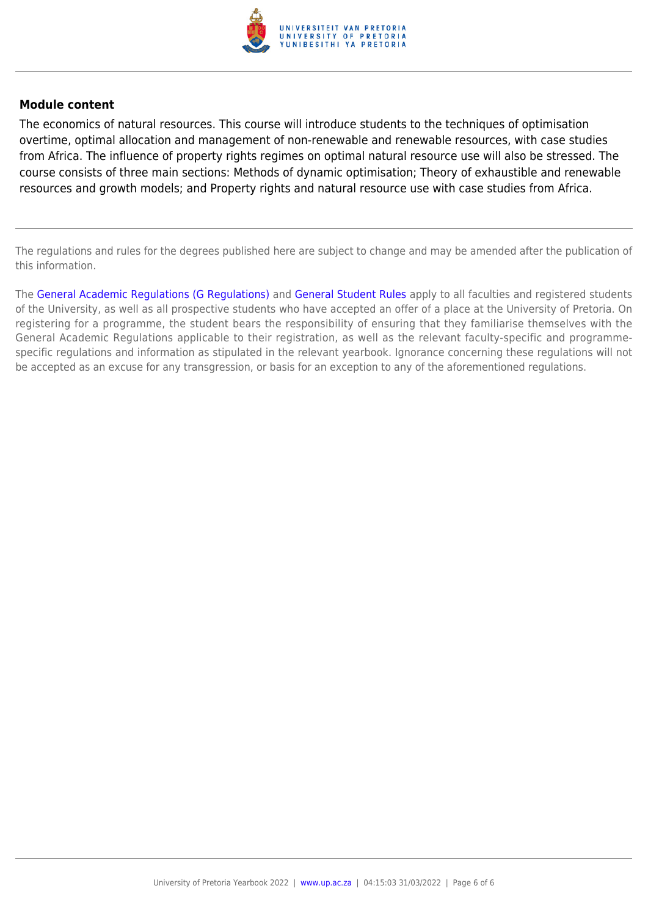### Module content

The economics of natural resources. This course will introduce students to the techniques of optimisation overtime, optimal allocation and management of non-renewable and renewable resources, with case studies from Africa. The influence of property rights regimes on optimal natural resource use will also be stressed. The course consists of three main sections: Methods of dynamic optimisation; Theory of exhaustible and renewable resources and growth models; and Property rights and natural resource use with case studies from Africa.

---

The regulations and rules for the degrees published here are subject to change and may be amended after the publication of this information.

The General Academic Regulations (G Regulations) and General Student Rules apply to all faculties and registered students of the University, as well as all prospective students who have accepted an offer of a place at the University of Pretoria. On registering for a programme, the student bears the responsibility of ensuring that they familiarise themselves with the General Academic Regulations applicable to their registration, as well as the relevant faculty-specific and programme-specific regulations and information as stipulated in the relevant yearbook. Ignorance concerning these regulations will not be accepted as an excuse for any transgression, or basis for an exception to any of the aforementioned regulations.